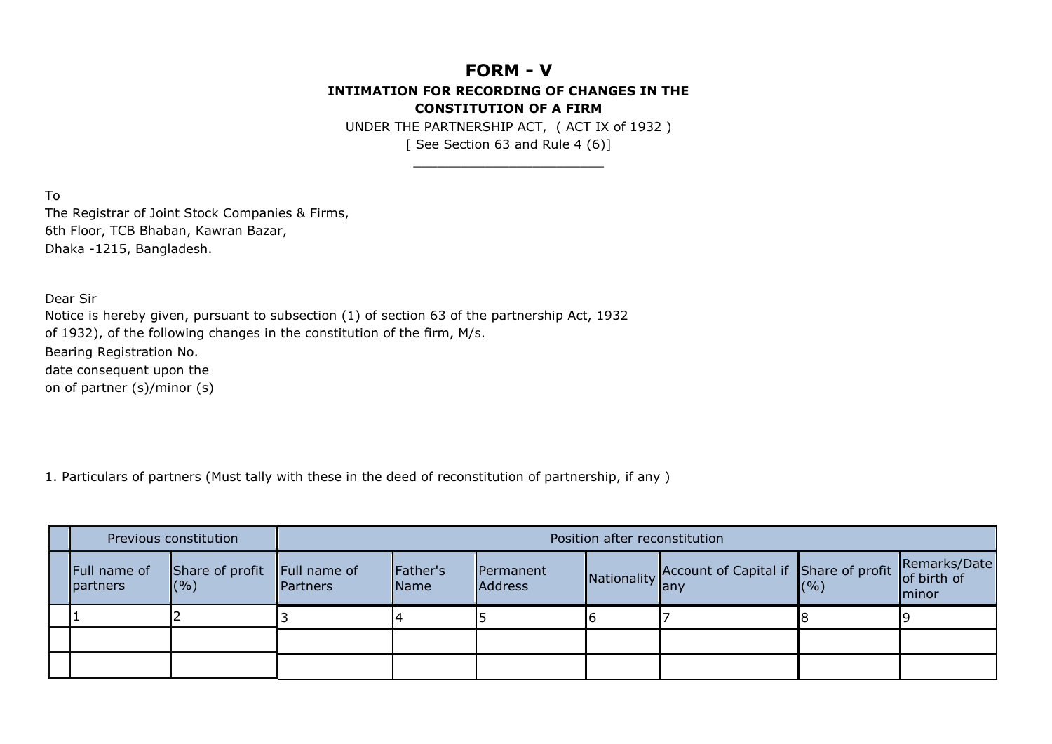# FORM - V

**INTIMATION FOR RECORDING OF CHANGES IN THE CONSTITUTION OF A FIRM**

UNDER THE PARTNERSHIP ACT, ( ACT IX of 1932 )

[ See Section 63 and Rule 4 (6)]

---

To
The Registrar of Joint Stock Companies & Firms,
6th Floor, TCB Bhaban, Kawran Bazar,
Dhaka -1215, Bangladesh.

Dear Sir
Notice is hereby given, pursuant to subsection (1) of section 63 of the partnership Act, 1932 of 1932), of the following changes in the constitution of the firm, M/s.
Bearing Registration No.
date consequent upon the
on of partner (s)/minor (s)

1. Particulars of partners (Must tally with these in the deed of reconstitution of partnership, if any )

| | Previous constitution | | Position after reconstitution | | | | | | |
|---|---|---|---|---|---|---|---|---|---|
| | Full name of partners | Share of profit (%) | Full name of Partners | Father's Name | Permanent Address | Nationality | Account of Capital if any | Share of profit (%) | Remarks/Date of birth of minor |
| | 1 | 2 | 3 | 4 | 5 | 6 | 7 | 8 | 9 |
| | | | | | | | | | |
| | | | | | | | | | |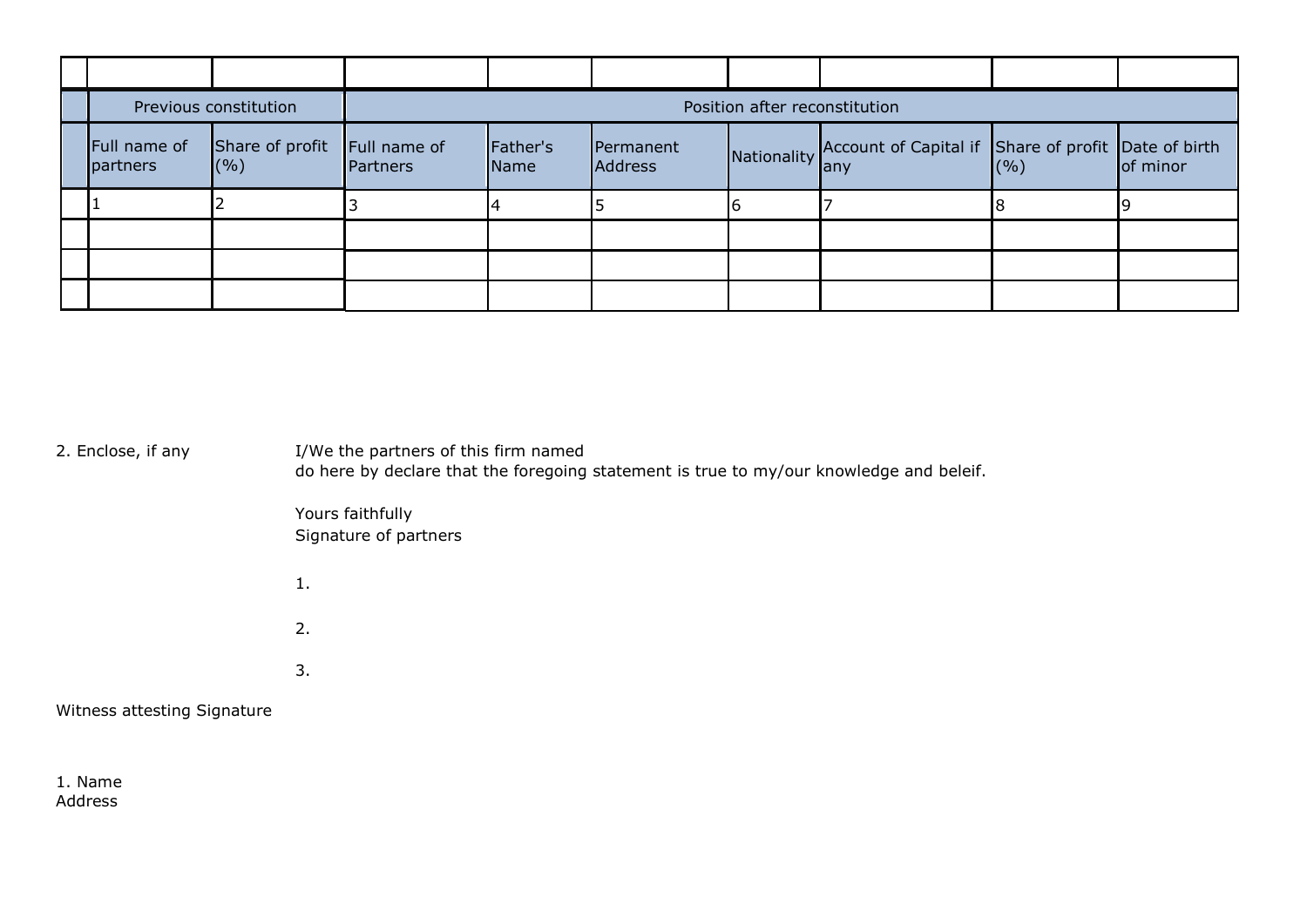| | Previous constitution | | Position after reconstitution | | | | | | |
|---|---|---|---|---|---|---|---|---|---|
| | Full name of partners | Share of profit (%) | Full name of Partners | Father's Name | Permanent Address | Nationality | Account of Capital if any | Share of profit (%) | Date of birth of minor |
| | 1 | 2 | 3 | 4 | 5 | 6 | 7 | 8 | 9 |
| | | | | | | | | | |
| | | | | | | | | | |
| | | | | | | | | | |

2. Enclose, if any

I/We the partners of this firm named
do here by declare that the foregoing statement is true to my/our knowledge and beleif.

Yours faithfully
Signature of partners

1.

2.

3.

Witness attesting Signature

1. Name
Address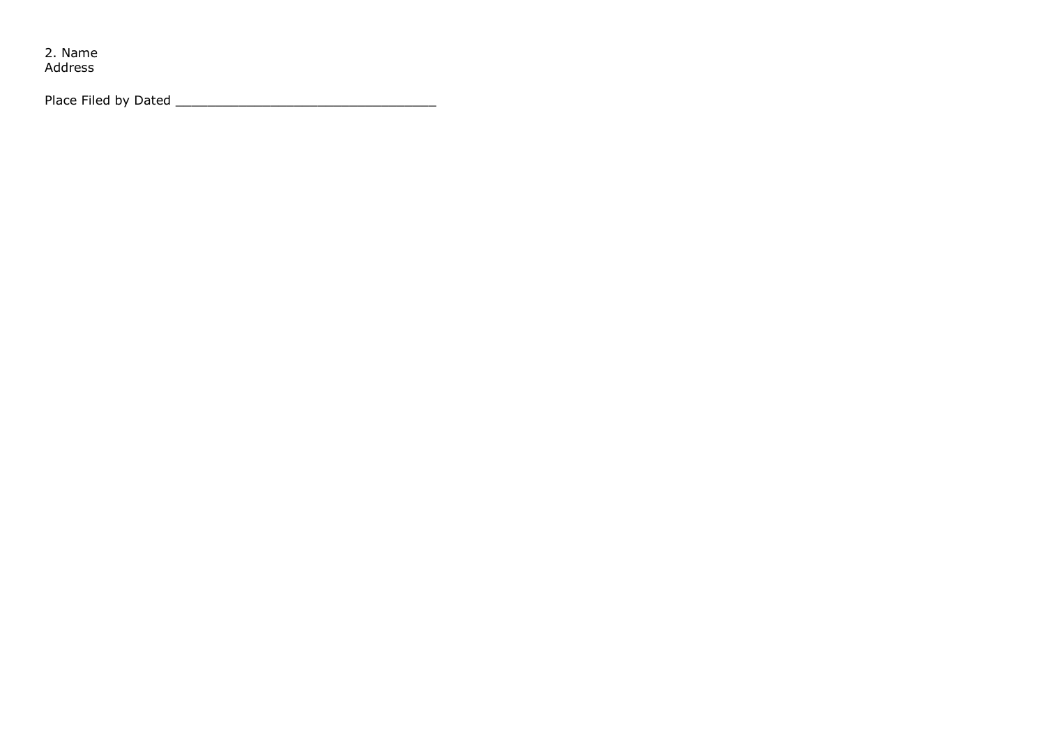2. Name
Address

Place Filed by Dated ________________________________